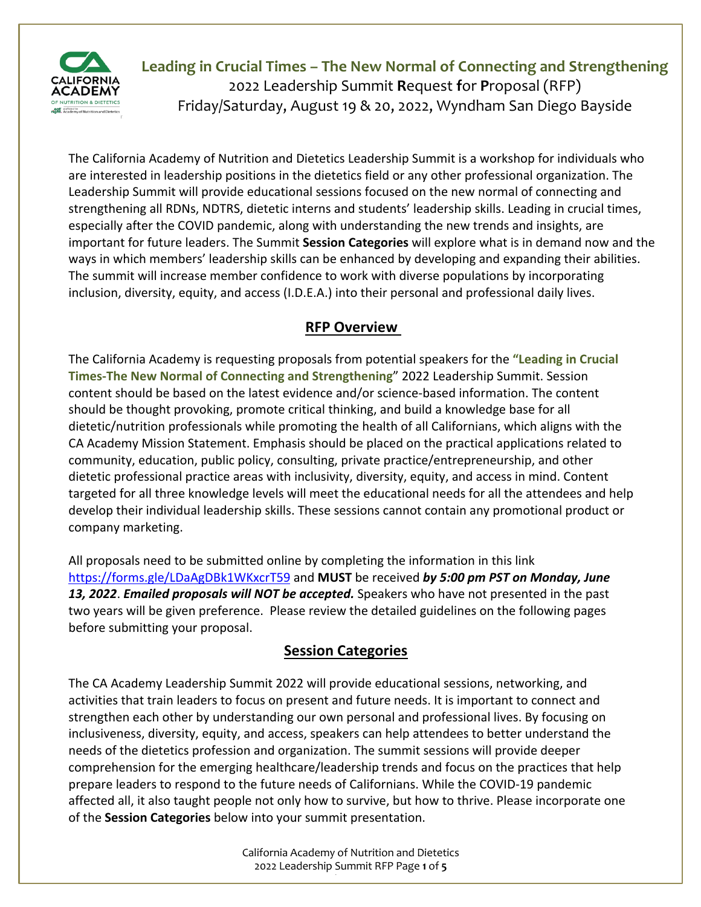# Leading in Crucial Times – The New Normal of Connecting and Strengthening

2022 Leadership Summit **R**equest **f**or **P**roposal (RFP)

Friday/Saturday, August 19 & 20, 2022, Wyndham San Diego Bayside

The California Academy of Nutrition and Dietetics Leadership Summit is a workshop for individuals who are interested in leadership positions in the dietetics field or any other professional organization. The Leadership Summit will provide educational sessions focused on the new normal of connecting and strengthening all RDNs, NDTRS, dietetic interns and students' leadership skills. Leading in crucial times, especially after the COVID pandemic, along with understanding the new trends and insights, are important for future leaders. The Summit **Session Categories** will explore what is in demand now and the ways in which members' leadership skills can be enhanced by developing and expanding their abilities. The summit will increase member confidence to work with diverse populations by incorporating inclusion, diversity, equity, and access (I.D.E.A.) into their personal and professional daily lives.

## RFP Overview

The California Academy is requesting proposals from potential speakers for the **"Leading in Crucial Times-The New Normal of Connecting and Strengthening**" 2022 Leadership Summit. Session content should be based on the latest evidence and/or science-based information. The content should be thought provoking, promote critical thinking, and build a knowledge base for all dietetic/nutrition professionals while promoting the health of all Californians, which aligns with the CA Academy Mission Statement. Emphasis should be placed on the practical applications related to community, education, public policy, consulting, private practice/entrepreneurship, and other dietetic professional practice areas with inclusivity, diversity, equity, and access in mind. Content targeted for all three knowledge levels will meet the educational needs for all the attendees and help develop their individual leadership skills. These sessions cannot contain any promotional product or company marketing.

All proposals need to be submitted online by completing the information in this link https://forms.gle/LDaAgDBk1WKxcrT59 and **MUST** be received ***by 5:00 pm PST on Monday, June 13, 2022***. ***Emailed proposals will NOT be accepted.*** Speakers who have not presented in the past two years will be given preference. Please review the detailed guidelines on the following pages before submitting your proposal.

## Session Categories

The CA Academy Leadership Summit 2022 will provide educational sessions, networking, and activities that train leaders to focus on present and future needs. It is important to connect and strengthen each other by understanding our own personal and professional lives. By focusing on inclusiveness, diversity, equity, and access, speakers can help attendees to better understand the needs of the dietetics profession and organization. The summit sessions will provide deeper comprehension for the emerging healthcare/leadership trends and focus on the practices that help prepare leaders to respond to the future needs of Californians. While the COVID-19 pandemic affected all, it also taught people not only how to survive, but how to thrive. Please incorporate one of the **Session Categories** below into your summit presentation.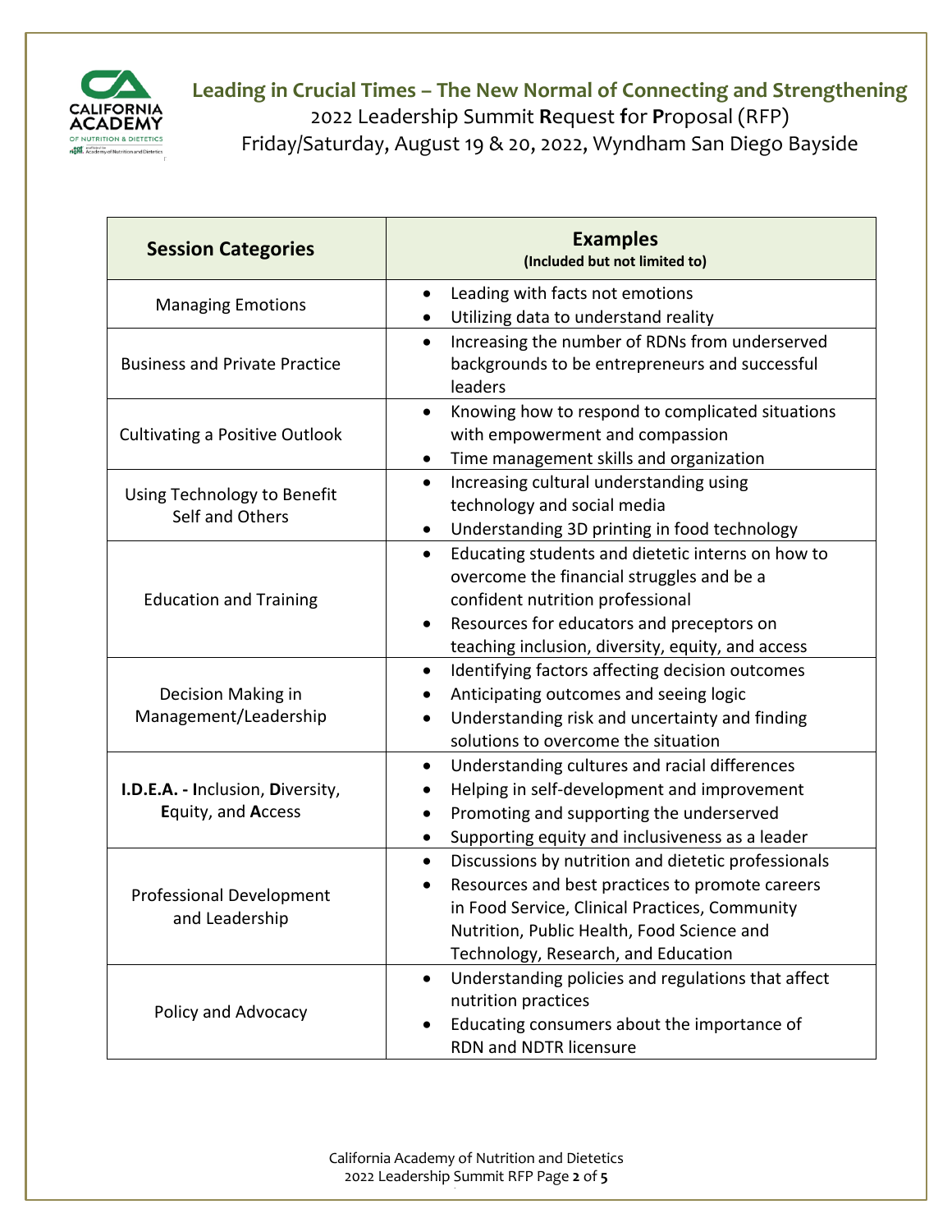**Leading in Crucial Times – The New Normal of Connecting and Strengthening**
2022 Leadership Summit **R**equest **f**or **P**roposal (RFP)
Friday/Saturday, August 19 & 20, 2022, Wyndham San Diego Bayside

| **Session Categories** | **Examples** **(Included but not limited to)** |
|---|---|
| Managing Emotions | • Leading with facts not emotions<br>• Utilizing data to understand reality |
| Business and Private Practice | • Increasing the number of RDNs from underserved backgrounds to be entrepreneurs and successful leaders |
| Cultivating a Positive Outlook | • Knowing how to respond to complicated situations with empowerment and compassion<br>• Time management skills and organization |
| Using Technology to Benefit Self and Others | • Increasing cultural understanding using technology and social media<br>• Understanding 3D printing in food technology |
| Education and Training | • Educating students and dietetic interns on how to overcome the financial struggles and be a confident nutrition professional<br>• Resources for educators and preceptors on teaching inclusion, diversity, equity, and access |
| Decision Making in Management/Leadership | • Identifying factors affecting decision outcomes<br>• Anticipating outcomes and seeing logic<br>• Understanding risk and uncertainty and finding solutions to overcome the situation |
| **I.D.E.A. - I**nclusion, **D**iversity, **E**quity, and **A**ccess | • Understanding cultures and racial differences<br>• Helping in self-development and improvement<br>• Promoting and supporting the underserved<br>• Supporting equity and inclusiveness as a leader |
| Professional Development and Leadership | • Discussions by nutrition and dietetic professionals<br>• Resources and best practices to promote careers in Food Service, Clinical Practices, Community Nutrition, Public Health, Food Science and Technology, Research, and Education |
| Policy and Advocacy | • Understanding policies and regulations that affect nutrition practices<br>• Educating consumers about the importance of RDN and NDTR licensure |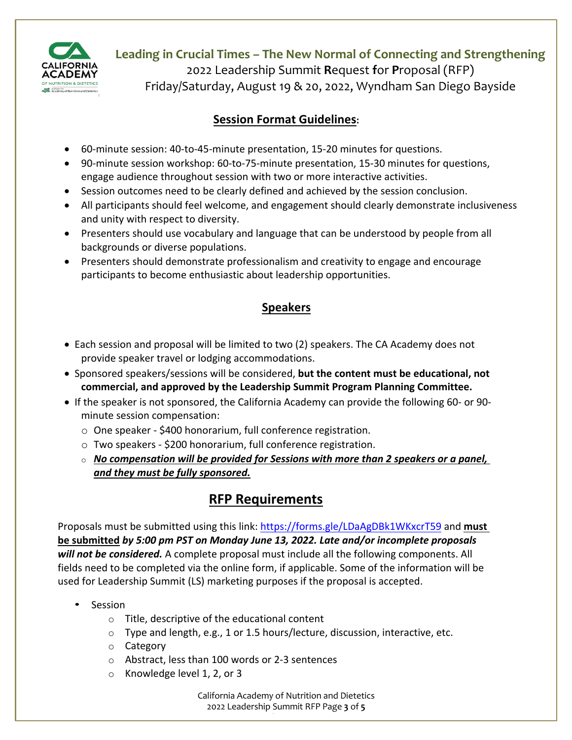**Leading in Crucial Times – The New Normal of Connecting and Strengthening**
2022 Leadership Summit **R**equest **f**or **P**roposal (RFP)
Friday/Saturday, August 19 & 20, 2022, Wyndham San Diego Bayside

## Session Format Guidelines:

- 60-minute session: 40-to-45-minute presentation, 15-20 minutes for questions.
- 90-minute session workshop: 60-to-75-minute presentation, 15-30 minutes for questions, engage audience throughout session with two or more interactive activities.
- Session outcomes need to be clearly defined and achieved by the session conclusion.
- All participants should feel welcome, and engagement should clearly demonstrate inclusiveness and unity with respect to diversity.
- Presenters should use vocabulary and language that can be understood by people from all backgrounds or diverse populations.
- Presenters should demonstrate professionalism and creativity to engage and encourage participants to become enthusiastic about leadership opportunities.

## Speakers

- Each session and proposal will be limited to two (2) speakers. The CA Academy does not provide speaker travel or lodging accommodations.
- Sponsored speakers/sessions will be considered, **but the content must be educational, not commercial, and approved by the Leadership Summit Program Planning Committee.**
- If the speaker is not sponsored, the California Academy can provide the following 60- or 90-minute session compensation:
  - One speaker - $400 honorarium, full conference registration.
  - Two speakers - $200 honorarium, full conference registration.
  - ***No compensation will be provided for Sessions with more than 2 speakers or a panel, and they must be fully sponsored.***

## RFP Requirements

Proposals must be submitted using this link: https://forms.gle/LDaAgDBk1WKxcrT59 and **must be submitted** ***by 5:00 pm PST on Monday June 13, 2022. Late and/or incomplete proposals will not be considered.*** A complete proposal must include all the following components. All fields need to be completed via the online form, if applicable. Some of the information will be used for Leadership Summit (LS) marketing purposes if the proposal is accepted.

- Session
  - Title, descriptive of the educational content
  - Type and length, e.g., 1 or 1.5 hours/lecture, discussion, interactive, etc.
  - Category
  - Abstract, less than 100 words or 2-3 sentences
  - Knowledge level 1, 2, or 3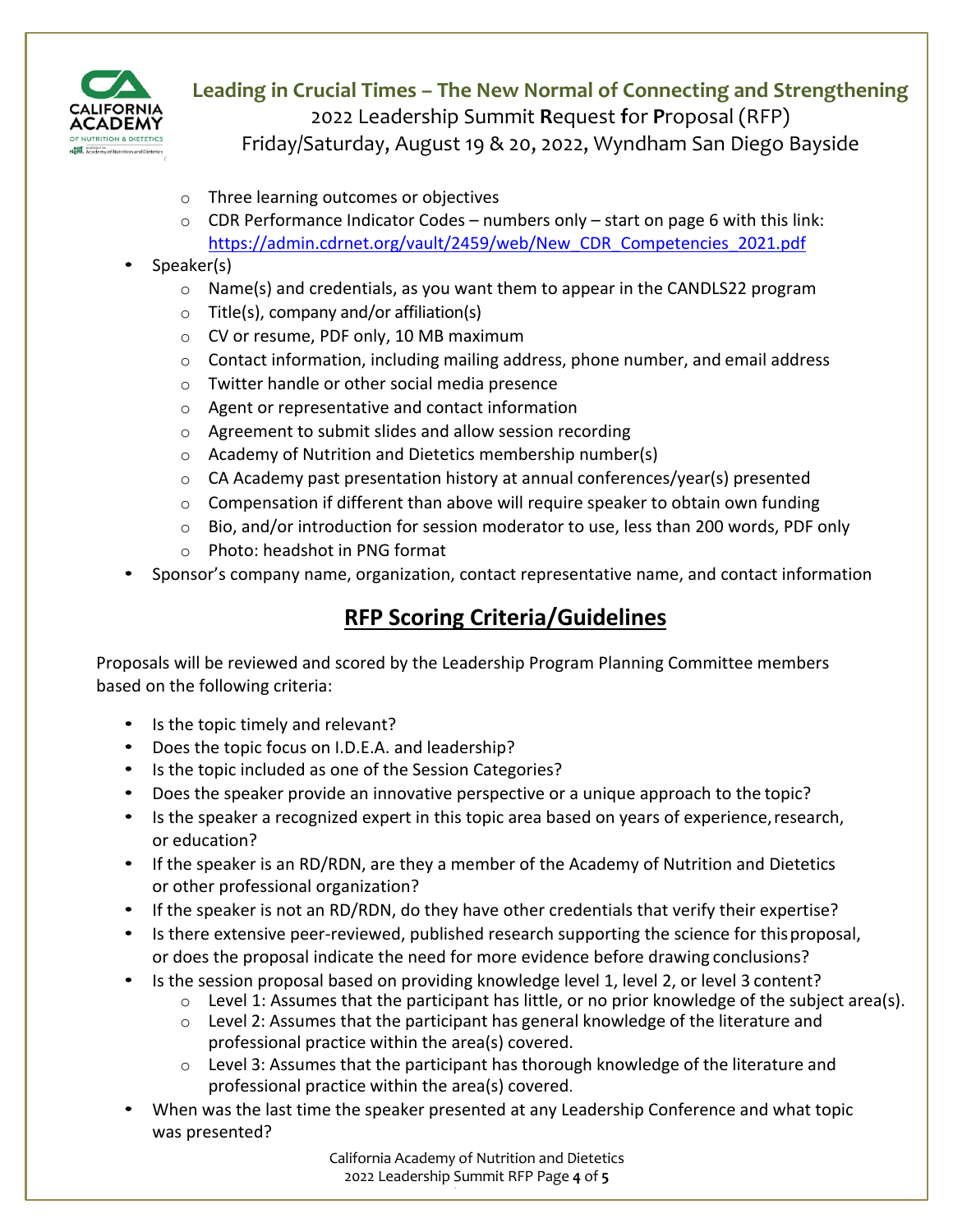- Three learning outcomes or objectives
  - CDR Performance Indicator Codes – numbers only – start on page 6 with this link: https://admin.cdrnet.org/vault/2459/web/New_CDR_Competencies_2021.pdf
- Speaker(s)
  - Name(s) and credentials, as you want them to appear in the CANDLS22 program
  - Title(s), company and/or affiliation(s)
  - CV or resume, PDF only, 10 MB maximum
  - Contact information, including mailing address, phone number, and email address
  - Twitter handle or other social media presence
  - Agent or representative and contact information
  - Agreement to submit slides and allow session recording
  - Academy of Nutrition and Dietetics membership number(s)
  - CA Academy past presentation history at annual conferences/year(s) presented
  - Compensation if different than above will require speaker to obtain own funding
  - Bio, and/or introduction for session moderator to use, less than 200 words, PDF only
  - Photo: headshot in PNG format
- Sponsor's company name, organization, contact representative name, and contact information

## RFP Scoring Criteria/Guidelines

Proposals will be reviewed and scored by the Leadership Program Planning Committee members based on the following criteria:

- Is the topic timely and relevant?
- Does the topic focus on I.D.E.A. and leadership?
- Is the topic included as one of the Session Categories?
- Does the speaker provide an innovative perspective or a unique approach to the topic?
- Is the speaker a recognized expert in this topic area based on years of experience, research, or education?
- If the speaker is an RD/RDN, are they a member of the Academy of Nutrition and Dietetics or other professional organization?
- If the speaker is not an RD/RDN, do they have other credentials that verify their expertise?
- Is there extensive peer-reviewed, published research supporting the science for this proposal, or does the proposal indicate the need for more evidence before drawing conclusions?
- Is the session proposal based on providing knowledge level 1, level 2, or level 3 content?
  - Level 1: Assumes that the participant has little, or no prior knowledge of the subject area(s).
  - Level 2: Assumes that the participant has general knowledge of the literature and professional practice within the area(s) covered.
  - Level 3: Assumes that the participant has thorough knowledge of the literature and professional practice within the area(s) covered.
- When was the last time the speaker presented at any Leadership Conference and what topic was presented?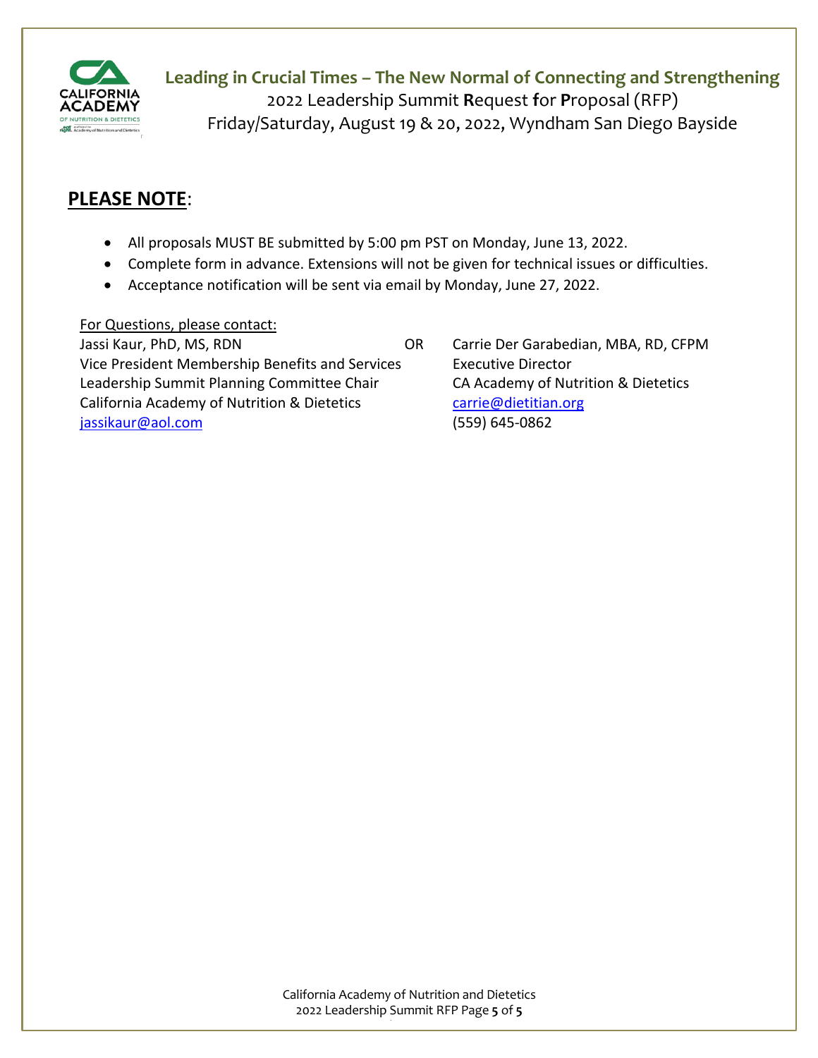**Leading in Crucial Times – The New Normal of Connecting and Strengthening**

2022 Leadership Summit **R**equest **f**or **P**roposal (RFP)

Friday/Saturday, August 19 & 20, 2022, Wyndham San Diego Bayside

## PLEASE NOTE:

- All proposals MUST BE submitted by 5:00 pm PST on Monday, June 13, 2022.
- Complete form in advance. Extensions will not be given for technical issues or difficulties.
- Acceptance notification will be sent via email by Monday, June 27, 2022.

For Questions, please contact:

Jassi Kaur, PhD, MS, RDN
Vice President Membership Benefits and Services
Leadership Summit Planning Committee Chair
California Academy of Nutrition & Dietetics
jassikaur@aol.com

OR

Carrie Der Garabedian, MBA, RD, CFPM
Executive Director
CA Academy of Nutrition & Dietetics
carrie@dietitian.org
(559) 645-0862